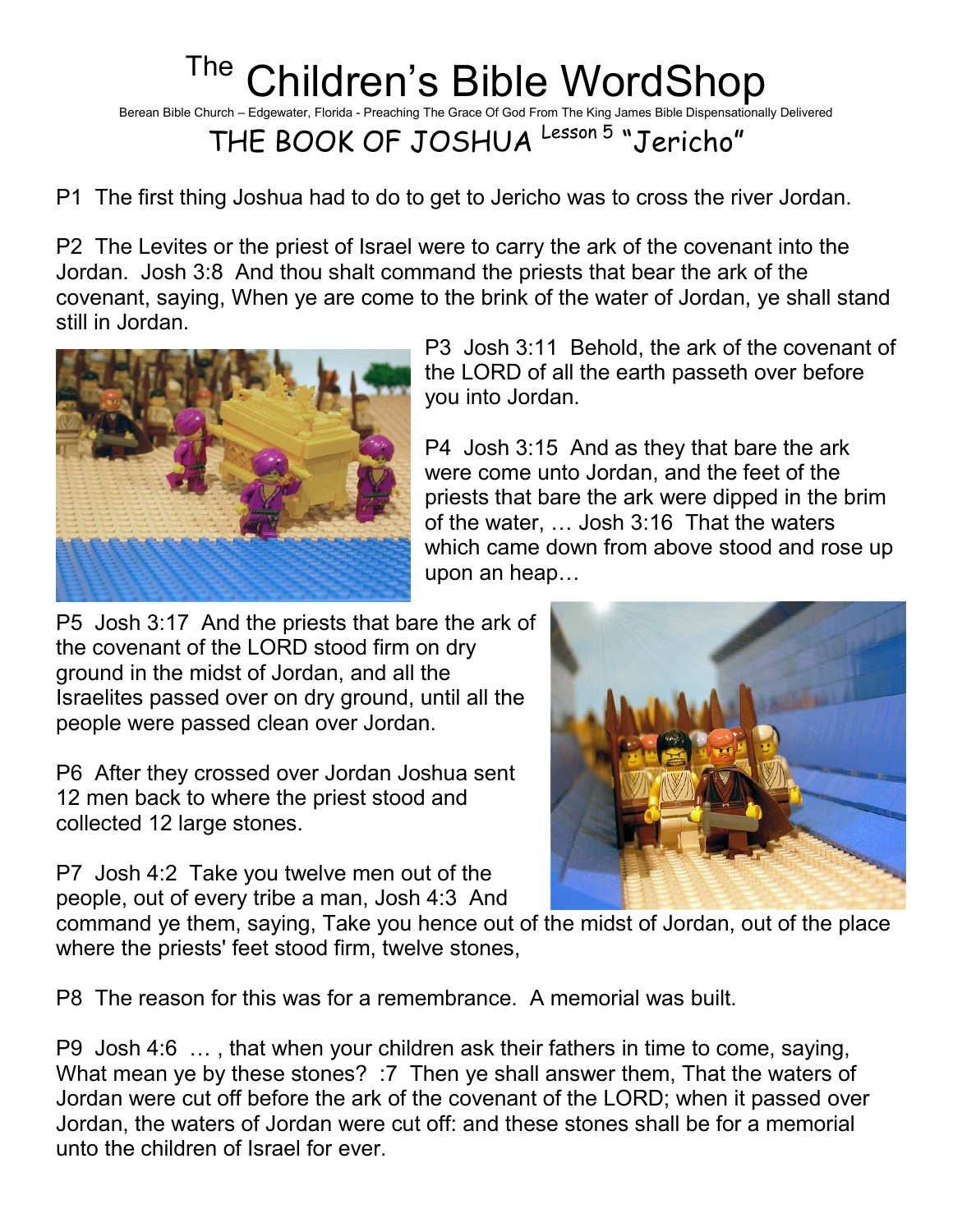# The Children's Bible WordShop

Berean Bible Church – Edgewater, Florida - Preaching The Grace Of God From The King James Bible Dispensationally Delivered

## THE BOOK OF JOSHUA Lesson 5 "Jericho"

P1 The first thing Joshua had to do to get to Jericho was to cross the river Jordan.

P2 The Levites or the priest of Israel were to carry the ark of the covenant into the Jordan. Josh 3:8 And thou shalt command the priests that bear the ark of the covenant, saying, When ye are come to the brink of the water of Jordan, ye shall stand still in Jordan.

P3 Josh 3:11 Behold, the ark of the covenant of the LORD of all the earth passeth over before you into Jordan.

P4 Josh 3:15 And as they that bare the ark were come unto Jordan, and the feet of the priests that bare the ark were dipped in the brim of the water, … Josh 3:16 That the waters which came down from above stood and rose up upon an heap…

P5 Josh 3:17 And the priests that bare the ark of the covenant of the LORD stood firm on dry ground in the midst of Jordan, and all the Israelites passed over on dry ground, until all the people were passed clean over Jordan.

P6 After they crossed over Jordan Joshua sent 12 men back to where the priest stood and collected 12 large stones.

P7 Josh 4:2 Take you twelve men out of the people, out of every tribe a man, Josh 4:3 And command ye them, saying, Take you hence out of the midst of Jordan, out of the place where the priests' feet stood firm, twelve stones,

P8 The reason for this was for a remembrance. A memorial was built.

P9 Josh 4:6 … , that when your children ask their fathers in time to come, saying, What mean ye by these stones? :7 Then ye shall answer them, That the waters of Jordan were cut off before the ark of the covenant of the LORD; when it passed over Jordan, the waters of Jordan were cut off: and these stones shall be for a memorial unto the children of Israel for ever.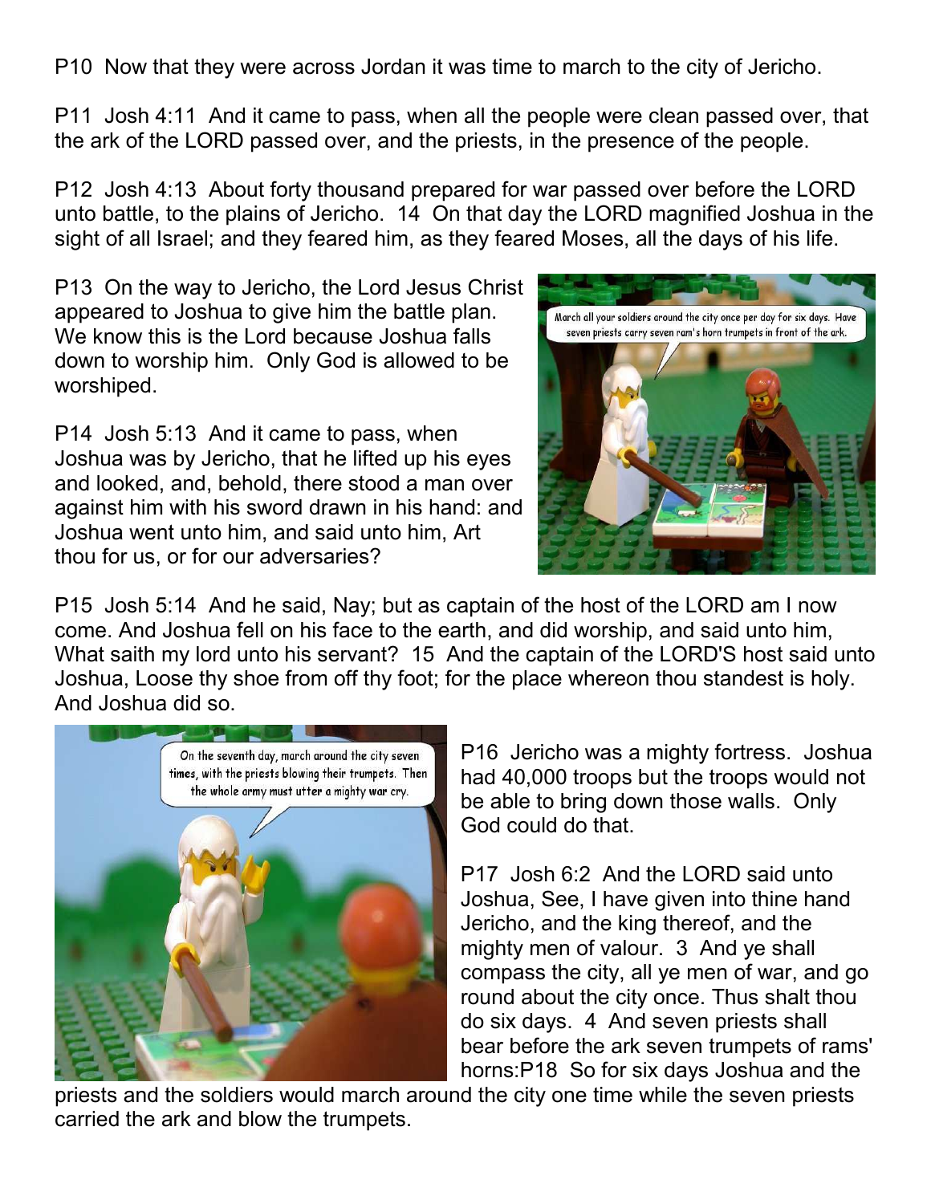P10 Now that they were across Jordan it was time to march to the city of Jericho.

P11 Josh 4:11 And it came to pass, when all the people were clean passed over, that the ark of the LORD passed over, and the priests, in the presence of the people.

P12 Josh 4:13 About forty thousand prepared for war passed over before the LORD unto battle, to the plains of Jericho. 14 On that day the LORD magnified Joshua in the sight of all Israel; and they feared him, as they feared Moses, all the days of his life.

P13 On the way to Jericho, the Lord Jesus Christ appeared to Joshua to give him the battle plan. We know this is the Lord because Joshua falls down to worship him. Only God is allowed to be worshiped.

P14 Josh 5:13 And it came to pass, when Joshua was by Jericho, that he lifted up his eyes and looked, and, behold, there stood a man over against him with his sword drawn in his hand: and Joshua went unto him, and said unto him, Art thou for us, or for our adversaries?

P15 Josh 5:14 And he said, Nay; but as captain of the host of the LORD am I now come. And Joshua fell on his face to the earth, and did worship, and said unto him, What saith my lord unto his servant? 15 And the captain of the LORD'S host said unto Joshua, Loose thy shoe from off thy foot; for the place whereon thou standest is holy. And Joshua did so.

P16 Jericho was a mighty fortress. Joshua had 40,000 troops but the troops would not be able to bring down those walls. Only God could do that.

P17 Josh 6:2 And the LORD said unto Joshua, See, I have given into thine hand Jericho, and the king thereof, and the mighty men of valour. 3 And ye shall compass the city, all ye men of war, and go round about the city once. Thus shalt thou do six days. 4 And seven priests shall bear before the ark seven trumpets of rams' horns:P18 So for six days Joshua and the priests and the soldiers would march around the city one time while the seven priests carried the ark and blow the trumpets.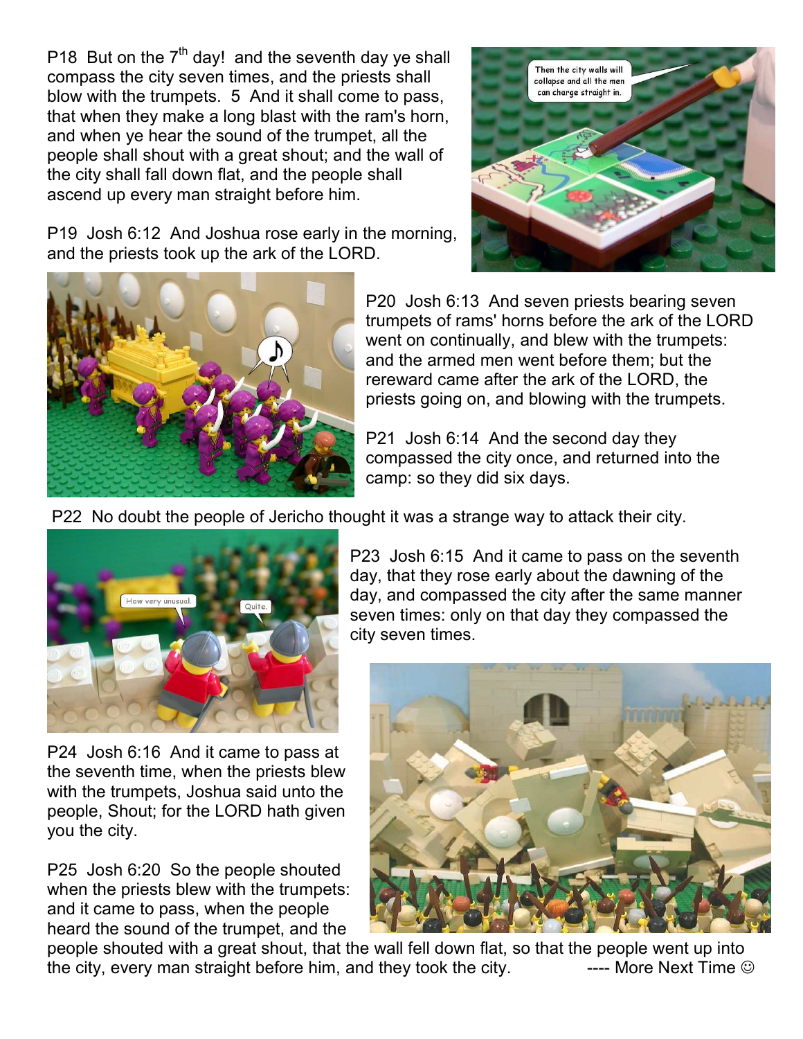P18 But on the 7th day! and the seventh day ye shall compass the city seven times, and the priests shall blow with the trumpets. 5 And it shall come to pass, that when they make a long blast with the ram's horn, and when ye hear the sound of the trumpet, all the people shall shout with a great shout; and the wall of the city shall fall down flat, and the people shall ascend up every man straight before him.

P19 Josh 6:12 And Joshua rose early in the morning, and the priests took up the ark of the LORD.

P20 Josh 6:13 And seven priests bearing seven trumpets of rams' horns before the ark of the LORD went on continually, and blew with the trumpets: and the armed men went before them; but the rereward came after the ark of the LORD, the priests going on, and blowing with the trumpets.

P21 Josh 6:14 And the second day they compassed the city once, and returned into the camp: so they did six days.

P22 No doubt the people of Jericho thought it was a strange way to attack their city.

P23 Josh 6:15 And it came to pass on the seventh day, that they rose early about the dawning of the day, and compassed the city after the same manner seven times: only on that day they compassed the city seven times.

P24 Josh 6:16 And it came to pass at the seventh time, when the priests blew with the trumpets, Joshua said unto the people, Shout; for the LORD hath given you the city.

P25 Josh 6:20 So the people shouted when the priests blew with the trumpets: and it came to pass, when the people heard the sound of the trumpet, and the people shouted with a great shout, that the wall fell down flat, so that the people went up into the city, every man straight before him, and they took the city. ---- More Next Time ☺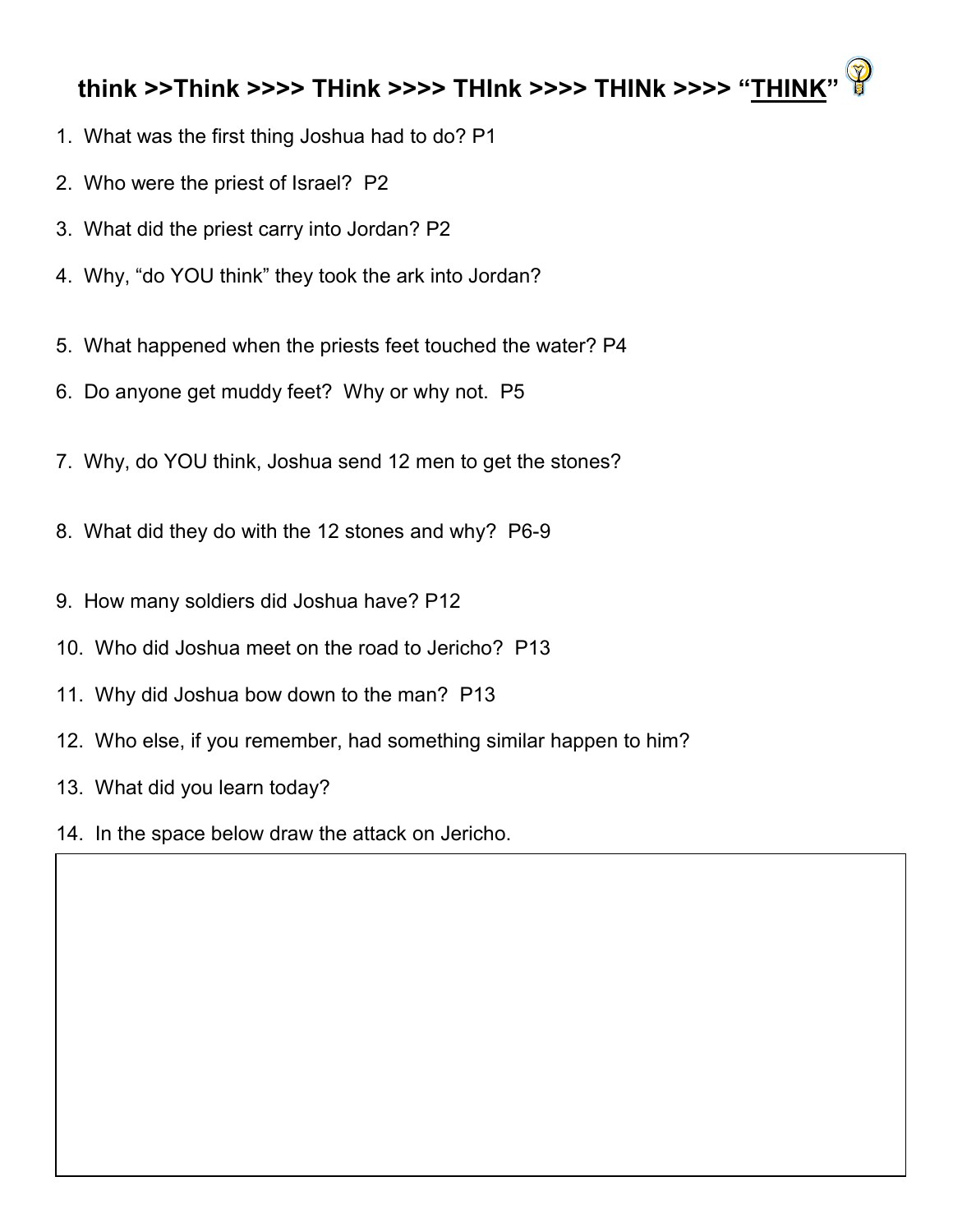# think >>Think >>>> THink >>>> THInk >>>> THINk >>>> "<u>THINK</u>"

1. What was the first thing Joshua had to do? P1
2. Who were the priest of Israel? P2
3. What did the priest carry into Jordan? P2
4. Why, "do YOU think" they took the ark into Jordan?
5. What happened when the priests feet touched the water? P4
6. Do anyone get muddy feet? Why or why not. P5
7. Why, do YOU think, Joshua send 12 men to get the stones?
8. What did they do with the 12 stones and why? P6-9
9. How many soldiers did Joshua have? P12
10. Who did Joshua meet on the road to Jericho? P13
11. Why did Joshua bow down to the man? P13
12. Who else, if you remember, had something similar happen to him?
13. What did you learn today?
14. In the space below draw the attack on Jericho.